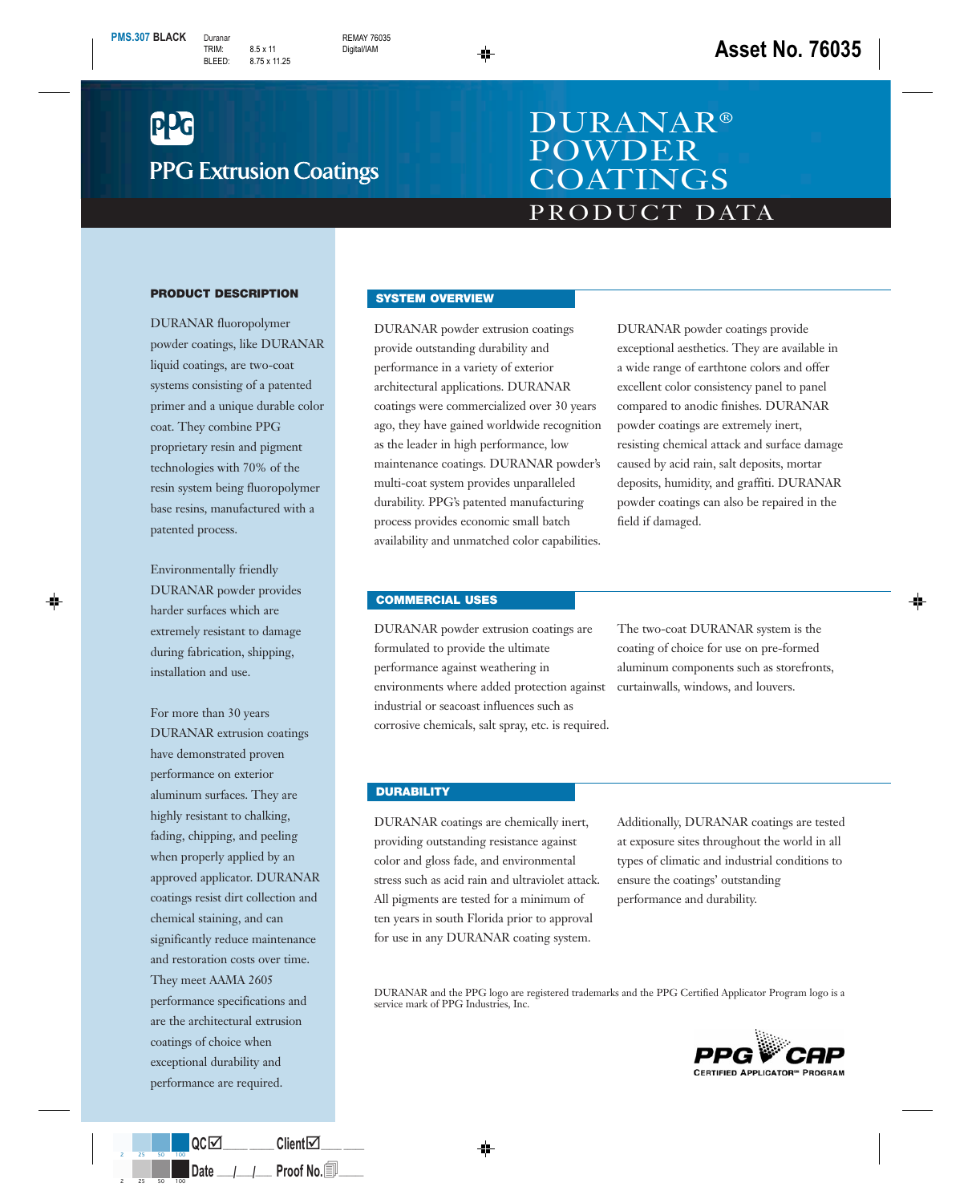PPG Extrusion Coatings

# DURANAR® POWDER COATINGS

## PRODUCT DATA

### PRODUCT DESCRIPTION

DURANAR fluoropolymer powder coatings, like DURANAR liquid coatings, are two-coat systems consisting of a patented primer and a unique durable color coat. They combine PPG proprietary resin and pigment technologies with 70% of the resin system being fluoropolymer base resins, manufactured with a patented process.

Environmentally friendly DURANAR powder provides harder surfaces which are extremely resistant to damage during fabrication, shipping, installation and use.

For more than 30 years DURANAR extrusion coatings have demonstrated proven performance on exterior aluminum surfaces. They are highly resistant to chalking, fading, chipping, and peeling when properly applied by an approved applicator. DURANAR coatings resist dirt collection and chemical staining, and can significantly reduce maintenance and restoration costs over time. They meet AAMA 2605 performance specifications and are the architectural extrusion coatings of choice when exceptional durability and performance are required.

### SYSTEM OVERVIEW

DURANAR powder extrusion coatings provide outstanding durability and performance in a variety of exterior architectural applications. DURANAR coatings were commercialized over 30 years ago, they have gained worldwide recognition as the leader in high performance, low maintenance coatings. DURANAR powder's multi-coat system provides unparalleled durability. PPG's patented manufacturing process provides economic small batch availability and unmatched color capabilities.

DURANAR powder coatings provide exceptional aesthetics. They are available in a wide range of earthtone colors and offer excellent color consistency panel to panel compared to anodic finishes. DURANAR powder coatings are extremely inert, resisting chemical attack and surface damage caused by acid rain, salt deposits, mortar deposits, humidity, and graffiti. DURANAR powder coatings can also be repaired in the field if damaged.

### COMMERCIAL USES

DURANAR powder extrusion coatings are formulated to provide the ultimate performance against weathering in environments where added protection against industrial or seacoast influences such as corrosive chemicals, salt spray, etc. is required.

The two-coat DURANAR system is the coating of choice for use on pre-formed aluminum components such as storefronts, curtainwalls, windows, and louvers.

### DURABILITY

DURANAR coatings are chemically inert, providing outstanding resistance against color and gloss fade, and environmental stress such as acid rain and ultraviolet attack. All pigments are tested for a minimum of ten years in south Florida prior to approval for use in any DURANAR coating system.

Additionally, DURANAR coatings are tested at exposure sites throughout the world in all types of climatic and industrial conditions to ensure the coatings' outstanding performance and durability.

DURANAR and the PPG logo are registered trademarks and the PPG Certified Applicator Program logo is a service mark of PPG Industries, Inc.

PPG CAP
CERTIFIED APPLICATOR℠ PROGRAM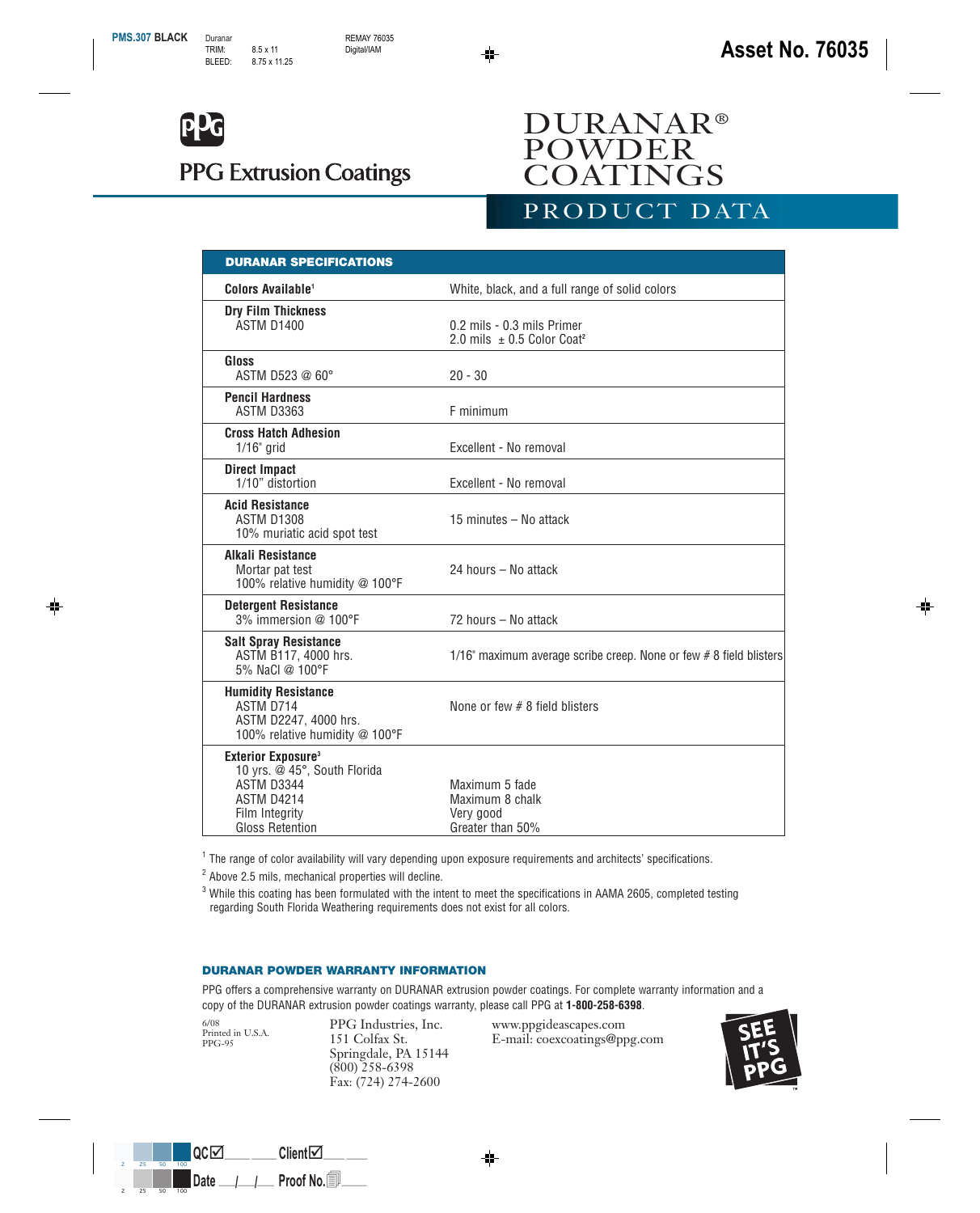# PPG Extrusion Coatings

# DURANAR® POWDER COATINGS

## PRODUCT DATA

| DURANAR SPECIFICATIONS | |
|---|---|
| **Colors Available**[1] | White, black, and a full range of solid colors |
| **Dry Film Thickness**<br>ASTM D1400 | 0.2 mils - 0.3 mils Primer<br>2.0 mils ± 0.5 Color Coat[2] |
| **Gloss**<br>ASTM D523 @ 60° | 20 - 30 |
| **Pencil Hardness**<br>ASTM D3363 | F minimum |
| **Cross Hatch Adhesion**<br>1/16" grid | Excellent - No removal |
| **Direct Impact**<br>1/10" distortion | Excellent - No removal |
| **Acid Resistance**<br>ASTM D1308<br>10% muriatic acid spot test | 15 minutes – No attack |
| **Alkali Resistance**<br>Mortar pat test<br>100% relative humidity @ 100°F | 24 hours – No attack |
| **Detergent Resistance**<br>3% immersion @ 100°F | 72 hours – No attack |
| **Salt Spray Resistance**<br>ASTM B117, 4000 hrs.<br>5% NaCl @ 100°F | 1/16" maximum average scribe creep. None or few # 8 field blisters |
| **Humidity Resistance**<br>ASTM D714<br>ASTM D2247, 4000 hrs.<br>100% relative humidity @ 100°F | None or few # 8 field blisters |
| **Exterior Exposure**[3]<br>10 yrs. @ 45°, South Florida<br>ASTM D3344<br>ASTM D4214<br>Film Integrity<br>Gloss Retention | <br><br>Maximum 5 fade<br>Maximum 8 chalk<br>Very good<br>Greater than 50% |

[1] The range of color availability will vary depending upon exposure requirements and architects' specifications.

[2] Above 2.5 mils, mechanical properties will decline.

[3] While this coating has been formulated with the intent to meet the specifications in AAMA 2605, completed testing regarding South Florida Weathering requirements does not exist for all colors.

### DURANAR POWDER WARRANTY INFORMATION

PPG offers a comprehensive warranty on DURANAR extrusion powder coatings. For complete warranty information and a copy of the DURANAR extrusion powder coatings warranty, please call PPG at **1-800-258-6398**.

6/08
Printed in U.S.A.
PPG-95

PPG Industries, Inc.
151 Colfax St.
Springdale, PA 15144
(800) 258-6398
Fax: (724) 274-2600

www.ppgideascapes.com
E-mail: coexcoatings@ppg.com

SEE IT'S PPG™